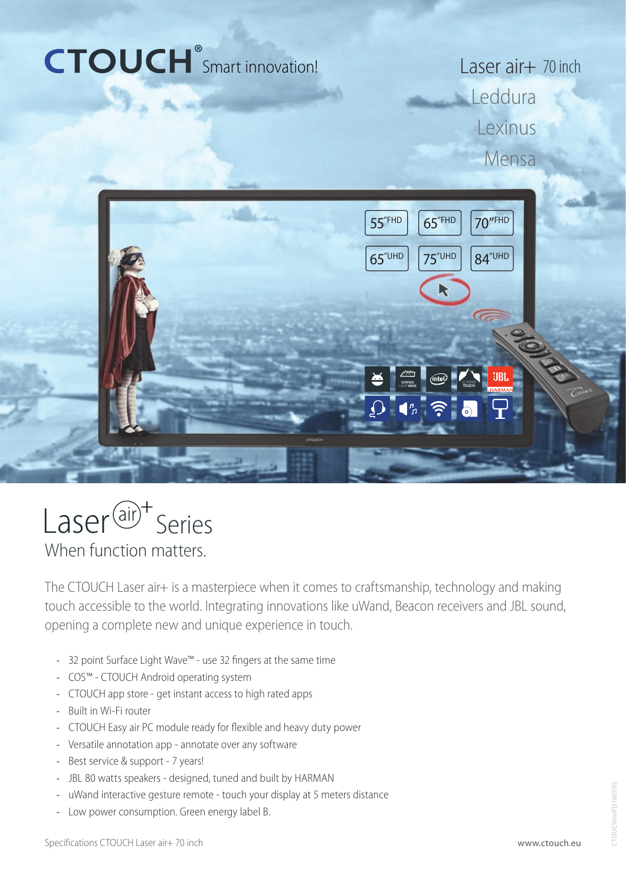# CTOUCH® Smart innovation!

Laser air+ 70 inch

Leddura

Lexinus

Mensa

55"FHD | 65"FHD | 70"FHD

65"UHD | 75"UHD | 84"UHD

## Laser air+ Series

When function matters.

The CTOUCH Laser air+ is a masterpiece when it comes to craftsmanship, technology and making touch accessible to the world. Integrating innovations like uWand, Beacon receivers and JBL sound, opening a complete new and unique experience in touch.

- 32 point Surface Light Wave™ - use 32 fingers at the same time
- COS™ - CTOUCH Android operating system
- CTOUCH app store - get instant access to high rated apps
- Built in Wi-Fi router
- CTOUCH Easy air PC module ready for flexible and heavy duty power
- Versatile annotation app - annotate over any software
- Best service & support - 7 years!
- JBL 80 watts speakers - designed, tuned and built by HARMAN
- uWand interactive gesture remote - touch your display at 5 meters distance
- Low power consumption. Green energy label B.

Specifications CTOUCH Laser air+ 70 inch

www.ctouch.eu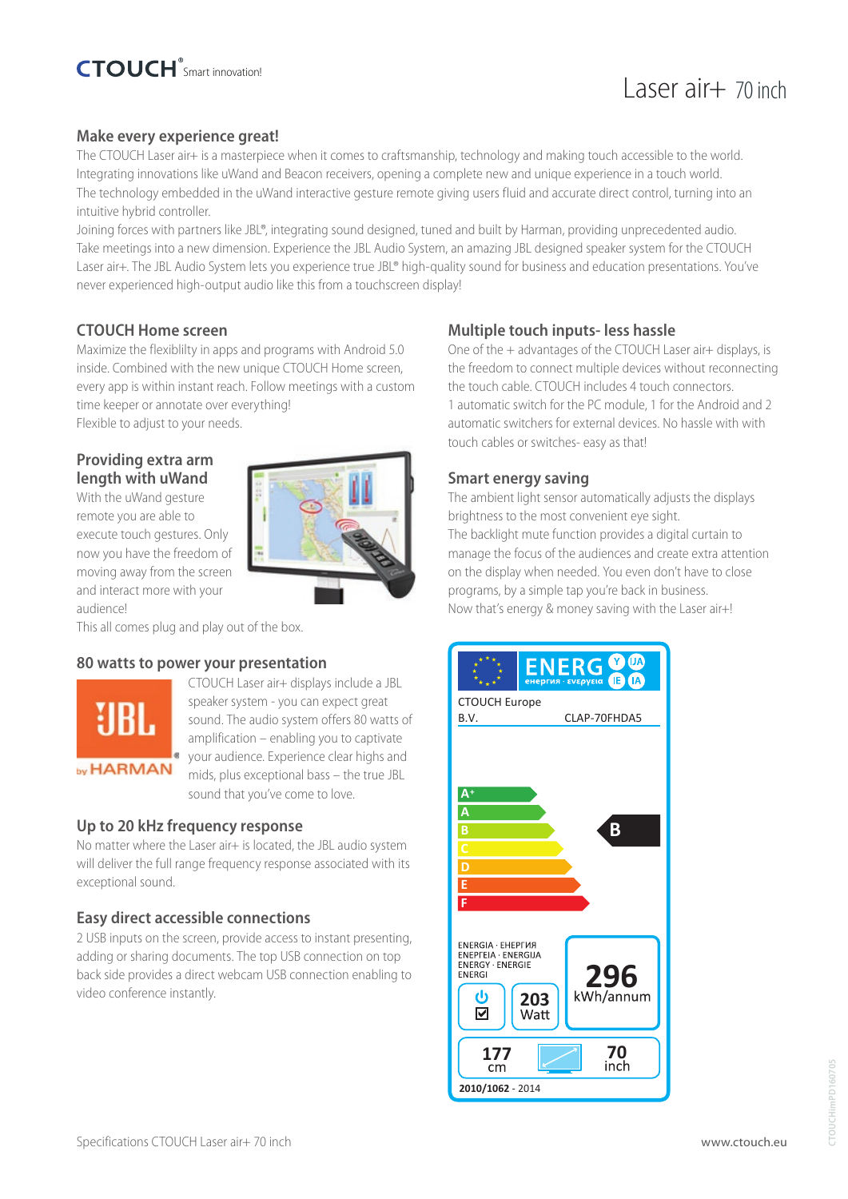# Laser air+ 70 inch

## Make every experience great!

The CTOUCH Laser air+ is a masterpiece when it comes to craftsmanship, technology and making touch accessible to the world. Integrating innovations like uWand and Beacon receivers, opening a complete new and unique experience in a touch world.
The technology embedded in the uWand interactive gesture remote giving users fluid and accurate direct control, turning into an intuitive hybrid controller.
Joining forces with partners like JBL®, integrating sound designed, tuned and built by Harman, providing unprecedented audio. Take meetings into a new dimension. Experience the JBL Audio System, an amazing JBL designed speaker system for the CTOUCH Laser air+. The JBL Audio System lets you experience true JBL® high-quality sound for business and education presentations. You've never experienced high-output audio like this from a touchscreen display!

## CTOUCH Home screen

Maximize the flexiblilty in apps and programs with Android 5.0 inside. Combined with the new unique CTOUCH Home screen, every app is within instant reach. Follow meetings with a custom time keeper or annotate over everything!
Flexible to adjust to your needs.

## Providing extra arm length with uWand

With the uWand gesture remote you are able to execute touch gestures. Only now you have the freedom of moving away from the screen and interact more with your audience!
This all comes plug and play out of the box.

## 80 watts to power your presentation

CTOUCH Laser air+ displays include a JBL speaker system - you can expect great sound. The audio system offers 80 watts of amplification – enabling you to captivate your audience. Experience clear highs and mids, plus exceptional bass – the true JBL sound that you've come to love.

## Up to 20 kHz frequency response

No matter where the Laser air+ is located, the JBL audio system will deliver the full range frequency response associated with its exceptional sound.

## Easy direct accessible connections

2 USB inputs on the screen, provide access to instant presenting, adding or sharing documents. The top USB connection on top back side provides a direct webcam USB connection enabling to video conference instantly.

## Multiple touch inputs- less hassle

One of the + advantages of the CTOUCH Laser air+ displays, is the freedom to connect multiple devices without reconnecting the touch cable. CTOUCH includes 4 touch connectors.
1 automatic switch for the PC module, 1 for the Android and 2 automatic switchers for external devices. No hassle with with touch cables or switches- easy as that!

## Smart energy saving

The ambient light sensor automatically adjusts the displays brightness to the most convenient eye sight.
The backlight mute function provides a digital curtain to manage the focus of the audiences and create extra attention on the display when needed. You even don't have to close programs, by a simple tap you're back in business.
Now that's energy & money saving with the Laser air+!

ENERG енергия · ενεργεια

CTOUCH Europe B.V. — CLAP-70FHDA5

A+ / A / B / C / D / E / F — **B**

ENERGIA · ЕНЕРГИЯ · ΕΝΕΡΓΕΙΑ · ENERGIJA · ENERGY · ENERGIE · ENERGI

203 Watt

296 kWh/annum

177 cm — 70 inch

2010/1062 - 2014

Specifications CTOUCH Laser air+ 70 inch

www.ctouch.eu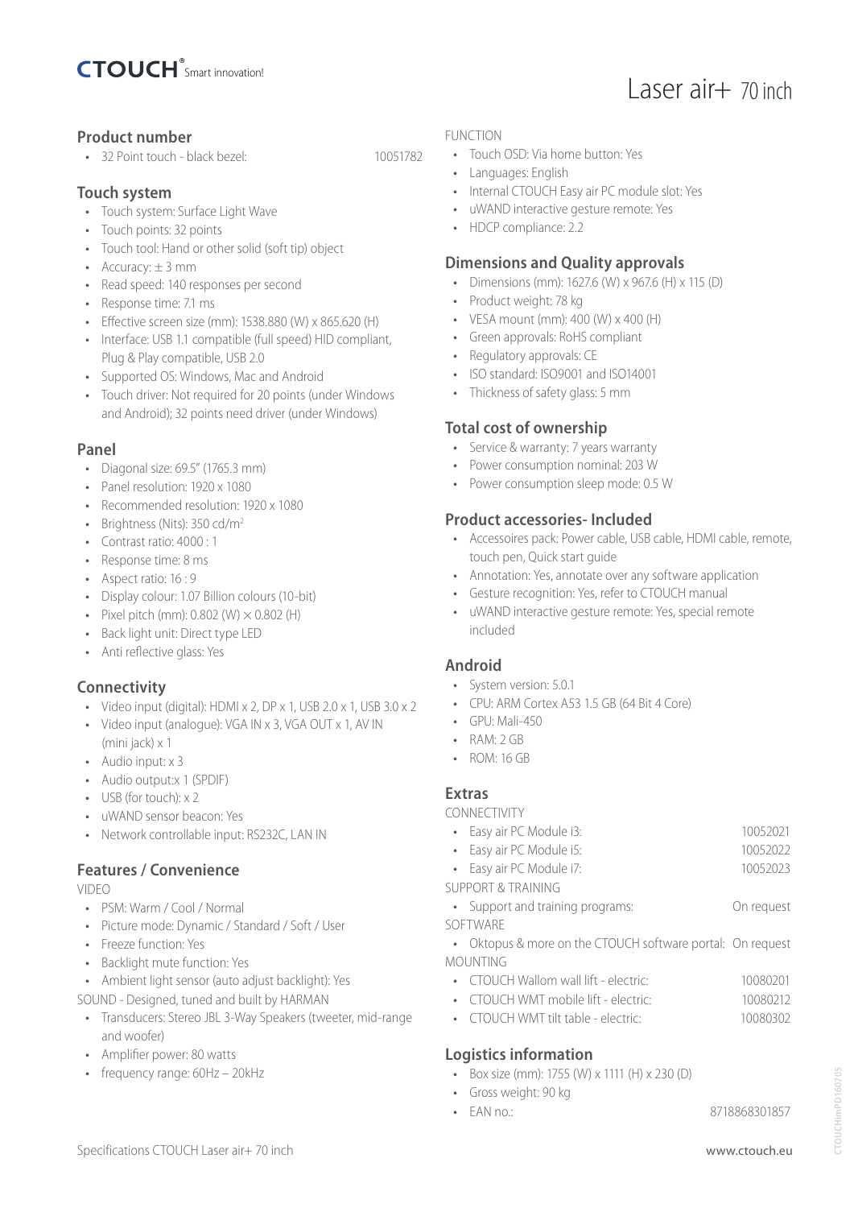# Laser air+ 70 inch

## Product number

- 32 Point touch - black bezel: 10051782

## Touch system

- Touch system: Surface Light Wave
- Touch points: 32 points
- Touch tool: Hand or other solid (soft tip) object
- Accuracy: ± 3 mm
- Read speed: 140 responses per second
- Response time: 7.1 ms
- Effective screen size (mm): 1538.880 (W) x 865.620 (H)
- Interface: USB 1.1 compatible (full speed) HID compliant, Plug & Play compatible, USB 2.0
- Supported OS: Windows, Mac and Android
- Touch driver: Not required for 20 points (under Windows and Android); 32 points need driver (under Windows)

## Panel

- Diagonal size: 69.5" (1765.3 mm)
- Panel resolution: 1920 x 1080
- Recommended resolution: 1920 x 1080
- Brightness (Nits): 350 cd/m²
- Contrast ratio: 4000 : 1
- Response time: 8 ms
- Aspect ratio: 16 : 9
- Display colour: 1.07 Billion colours (10-bit)
- Pixel pitch (mm): 0.802 (W) × 0.802 (H)
- Back light unit: Direct type LED
- Anti reflective glass: Yes

## Connectivity

- Video input (digital): HDMI x 2, DP x 1, USB 2.0 x 1, USB 3.0 x 2
- Video input (analogue): VGA IN x 3, VGA OUT x 1, AV IN (mini jack) x 1
- Audio input: x 3
- Audio output:x 1 (SPDIF)
- USB (for touch): x 2
- uWAND sensor beacon: Yes
- Network controllable input: RS232C, LAN IN

## Features / Convenience

VIDEO

- PSM: Warm / Cool / Normal
- Picture mode: Dynamic / Standard / Soft / User
- Freeze function: Yes
- Backlight mute function: Yes
- Ambient light sensor (auto adjust backlight): Yes

SOUND - Designed, tuned and built by HARMAN

- Transducers: Stereo JBL 3-Way Speakers (tweeter, mid-range and woofer)
- Amplifier power: 80 watts
- frequency range: 60Hz – 20kHz

FUNCTION

- Touch OSD: Via home button: Yes
- Languages: English
- Internal CTOUCH Easy air PC module slot: Yes
- uWAND interactive gesture remote: Yes
- HDCP compliance: 2.2

## Dimensions and Quality approvals

- Dimensions (mm): 1627.6 (W) x 967.6 (H) x 115 (D)
- Product weight: 78 kg
- VESA mount (mm): 400 (W) x 400 (H)
- Green approvals: RoHS compliant
- Regulatory approvals: CE
- ISO standard: ISO9001 and ISO14001
- Thickness of safety glass: 5 mm

## Total cost of ownership

- Service & warranty: 7 years warranty
- Power consumption nominal: 203 W
- Power consumption sleep mode: 0.5 W

## Product accessories- Included

- Accessoires pack: Power cable, USB cable, HDMI cable, remote, touch pen, Quick start guide
- Annotation: Yes, annotate over any software application
- Gesture recognition: Yes, refer to CTOUCH manual
- uWAND interactive gesture remote: Yes, special remote included

## Android

- System version: 5.0.1
- CPU: ARM Cortex A53 1.5 GB (64 Bit 4 Core)
- GPU: Mali-450
- RAM: 2 GB
- ROM: 16 GB

## Extras

CONNECTIVITY

- Easy air PC Module i3: 10052021
- Easy air PC Module i5: 10052022
- Easy air PC Module i7: 10052023

SUPPORT & TRAINING

- Support and training programs: On request

SOFTWARE

- Oktopus & more on the CTOUCH software portal: On request

MOUNTING

- CTOUCH Wallom wall lift - electric: 10080201
- CTOUCH WMT mobile lift - electric: 10080212
- CTOUCH WMT tilt table - electric: 10080302

## Logistics information

- Box size (mm): 1755 (W) x 1111 (H) x 230 (D)
- Gross weight: 90 kg
- EAN no.: 8718868301857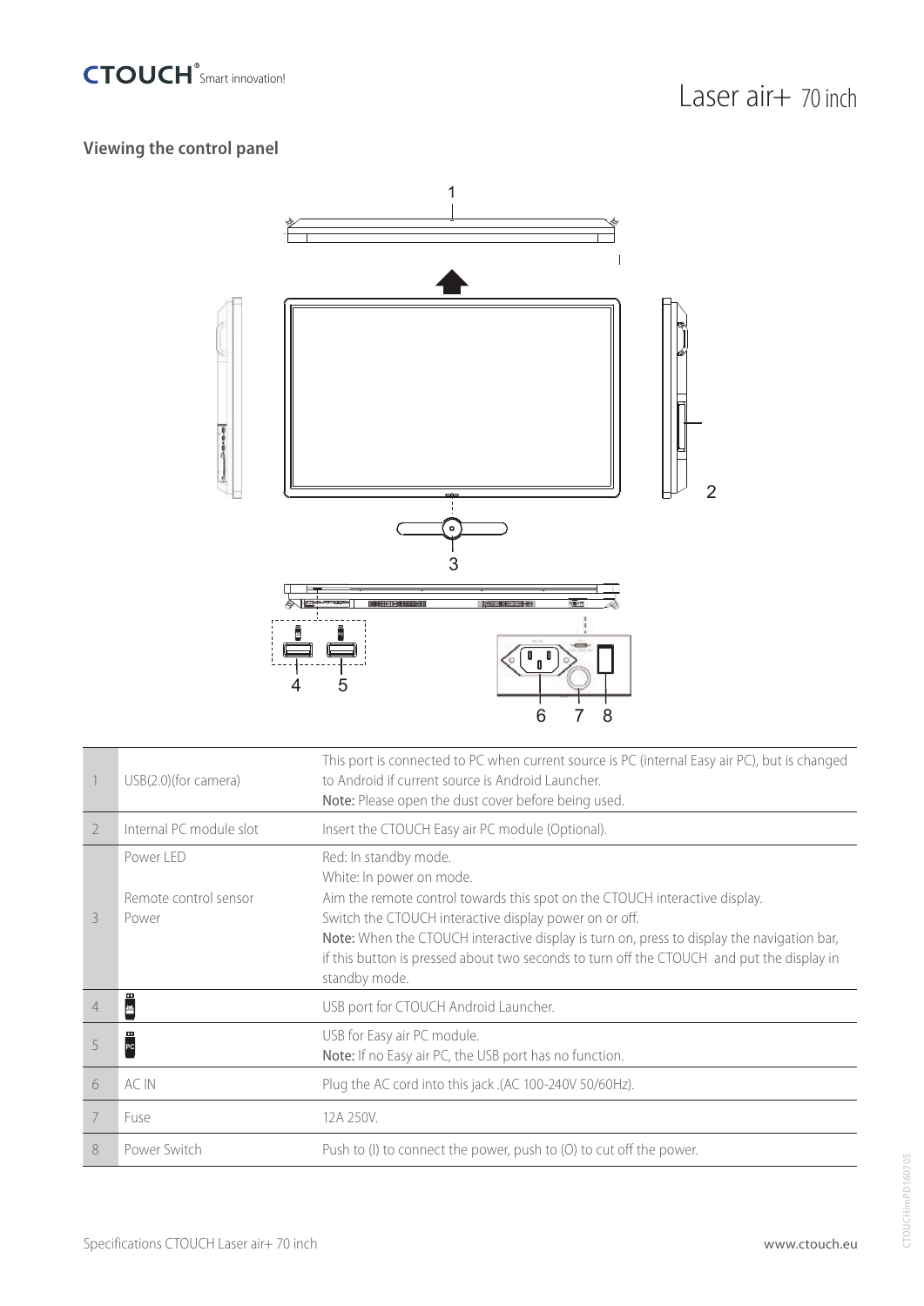Laser air+ 70 inch

### Viewing the control panel

| # | Item | Description |
|---|---|---|
| 1 | USB(2.0)(for camera) | This port is connected to PC when current source is PC (internal Easy air PC), but is changed to Android if current source is Android Launcher.<br>**Note:** Please open the dust cover before being used. |
| 2 | Internal PC module slot | Insert the CTOUCH Easy air PC module (Optional). |
| 3 | Power LED<br><br>Remote control sensor<br>Power | Red: In standby mode.<br>White: In power on mode.<br>Aim the remote control towards this spot on the CTOUCH interactive display.<br>Switch the CTOUCH interactive display power on or off.<br>**Note:** When the CTOUCH interactive display is turn on, press to display the navigation bar, if this button is pressed about two seconds to turn off the CTOUCH and put the display in standby mode. |
| 4 | | USB port for CTOUCH Android Launcher. |
| 5 | PC | USB for Easy air PC module.<br>**Note:** If no Easy air PC, the USB port has no function. |
| 6 | AC IN | Plug the AC cord into this jack .(AC 100-240V 50/60Hz). |
| 7 | Fuse | 12A 250V. |
| 8 | Power Switch | Push to (I) to connect the power, push to (O) to cut off the power. |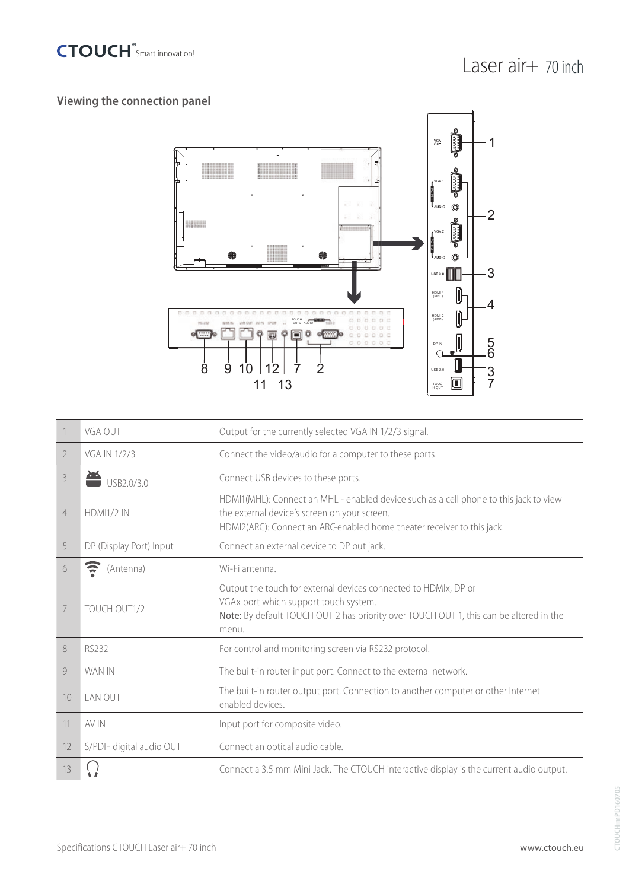## Viewing the connection panel

| | | |
|---|---|---|
| 1 | VGA OUT | Output for the currently selected VGA IN 1/2/3 signal. |
| 2 | VGA IN 1/2/3 | Connect the video/audio for a computer to these ports. |
| 3 | USB2.0/3.0 | Connect USB devices to these ports. |
| 4 | HDMI1/2 IN | HDMI1(MHL): Connect an MHL - enabled device such as a cell phone to this jack to view the external device's screen on your screen.<br>HDMI2(ARC): Connect an ARC-enabled home theater receiver to this jack. |
| 5 | DP (Display Port) Input | Connect an external device to DP out jack. |
| 6 | (Antenna) | Wi-Fi antenna. |
| 7 | TOUCH OUT1/2 | Output the touch for external devices connected to HDMIx, DP or VGAx port which support touch system.<br>**Note:** By default TOUCH OUT 2 has priority over TOUCH OUT 1, this can be altered in the menu. |
| 8 | RS232 | For control and monitoring screen via RS232 protocol. |
| 9 | WAN IN | The built-in router input port. Connect to the external network. |
| 10 | LAN OUT | The built-in router output port. Connection to another computer or other Internet enabled devices. |
| 11 | AV IN | Input port for composite video. |
| 12 | S/PDIF digital audio OUT | Connect an optical audio cable. |
| 13 | | Connect a 3.5 mm Mini Jack. The CTOUCH interactive display is the current audio output. |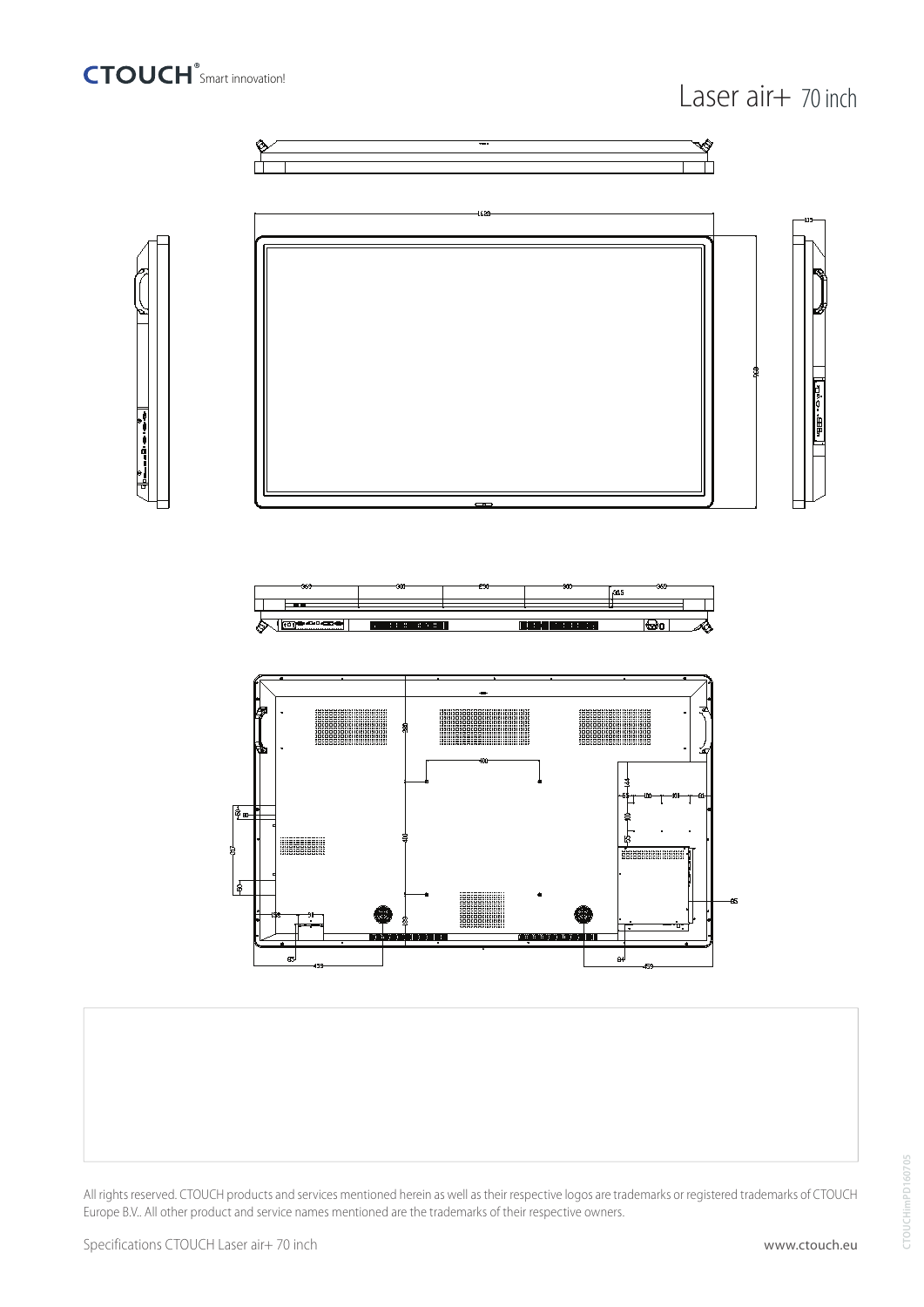# Laser air+ 70 inch

1620

969

105

363 — 300 — 250 — 300 — 363

200.5

380

400

400

100

444

65 — 100 — 101 — 61

400

35

85

60

310

60

138 — 58

65 — 459

84 — 459

All rights reserved. CTOUCH products and services mentioned herein as well as their respective logos are trademarks or registered trademarks of CTOUCH Europe B.V.. All other product and service names mentioned are the trademarks of their respective owners.